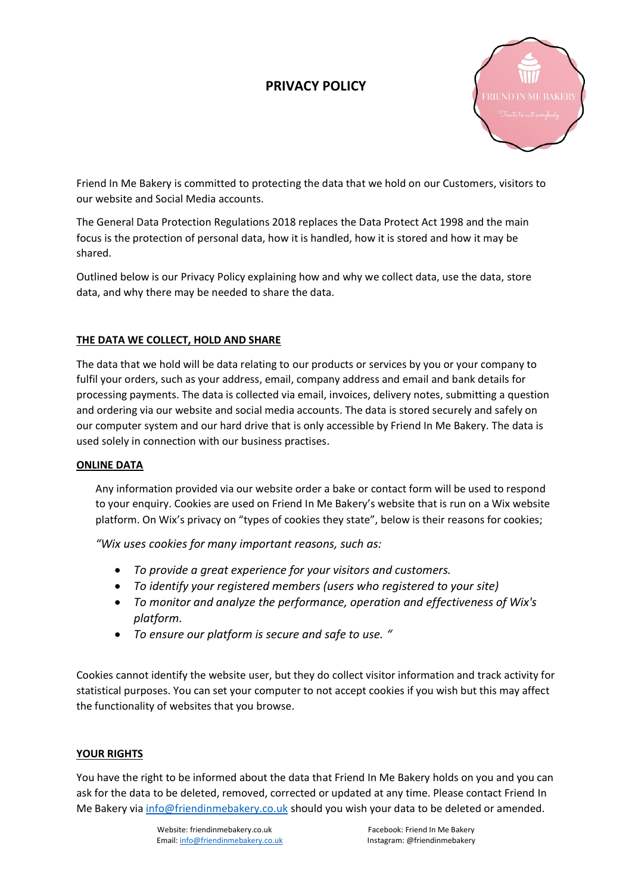# PRIVACY POLICY

Friend In Me Bakery is committed to protecting the data that we hold on our Customers, visitors to our website and Social Media accounts.

The General Data Protection Regulations 2018 replaces the Data Protect Act 1998 and the main focus is the protection of personal data, how it is handled, how it is stored and how it may be shared.

Outlined below is our Privacy Policy explaining how and why we collect data, use the data, store data, and why there may be needed to share the data.

## THE DATA WE COLLECT, HOLD AND SHARE

The data that we hold will be data relating to our products or services by you or your company to fulfil your orders, such as your address, email, company address and email and bank details for processing payments. The data is collected via email, invoices, delivery notes, submitting a question and ordering via our website and social media accounts. The data is stored securely and safely on our computer system and our hard drive that is only accessible by Friend In Me Bakery. The data is used solely in connection with our business practises.

## ONLINE DATA

Any information provided via our website order a bake or contact form will be used to respond to your enquiry. Cookies are used on Friend In Me Bakery's website that is run on a Wix website platform. On Wix's privacy on "types of cookies they state", below is their reasons for cookies;

*"Wix uses cookies for many important reasons, such as:*

- *To provide a great experience for your visitors and customers.*
- *To identify your registered members (users who registered to your site)*
- *To monitor and analyze the performance, operation and effectiveness of Wix's platform.*
- *To ensure our platform is secure and safe to use. "*

Cookies cannot identify the website user, but they do collect visitor information and track activity for statistical purposes. You can set your computer to not accept cookies if you wish but this may affect the functionality of websites that you browse.

## YOUR RIGHTS

You have the right to be informed about the data that Friend In Me Bakery holds on you and you can ask for the data to be deleted, removed, corrected or updated at any time. Please contact Friend In Me Bakery via info@friendinmebakery.co.uk should you wish your data to be deleted or amended.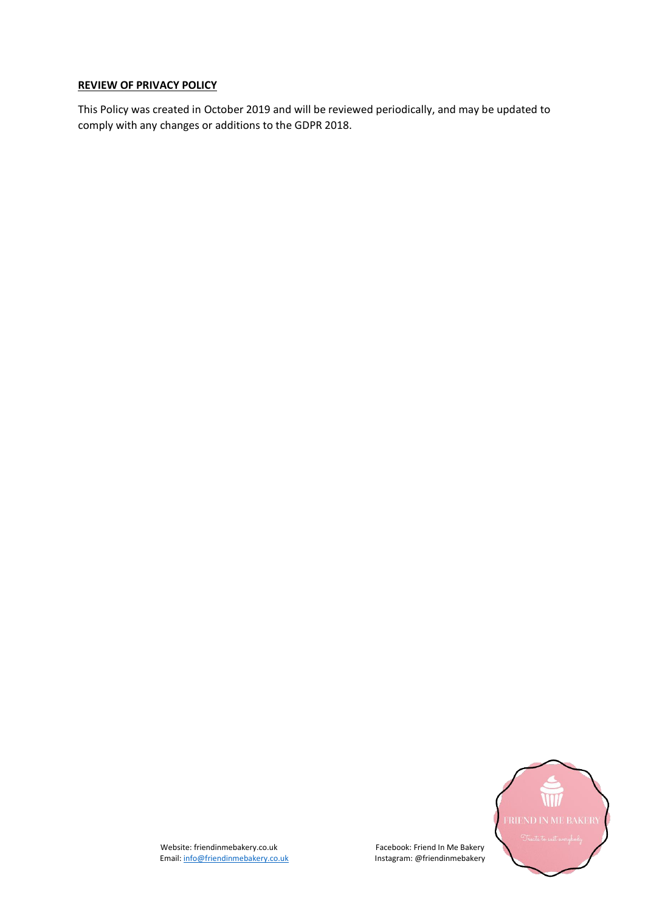**REVIEW OF PRIVACY POLICY**

This Policy was created in October 2019 and will be reviewed periodically, and may be updated to comply with any changes or additions to the GDPR 2018.